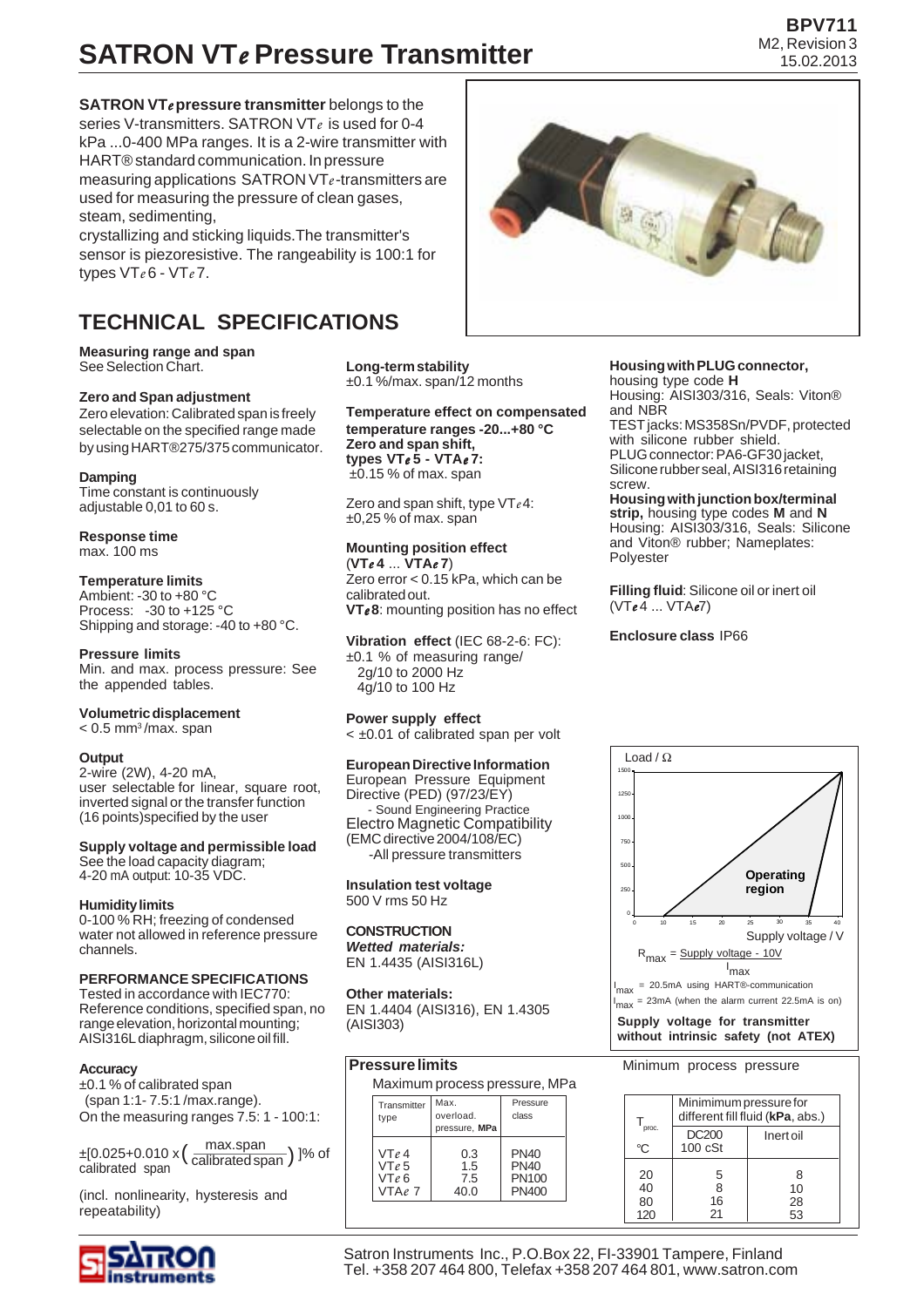# SATRON VT*e* Pressure Transmitter

BPV711
M2, Revision 3
15.02.2013

**SATRON VT*e* pressure transmitter** belongs to the series V-transmitters. SATRON VT*e* is used for 0-4 kPa ...0-400 MPa ranges. It is a 2-wire transmitter with HART® standard communication. In pressure measuring applications SATRON VT*e*-transmitters are used for measuring the pressure of clean gases, steam, sedimenting, crystallizing and sticking liquids. The transmitter's sensor is piezoresistive. The rangeability is 100:1 for types VT*e* 6 - VT*e* 7.

## TECHNICAL SPECIFICATIONS

**Measuring range and span**
See Selection Chart.

**Zero and Span adjustment**
Zero elevation: Calibrated span is freely selectable on the specified range made by using HART®275/375 communicator.

**Damping**
Time constant is continuously adjustable 0,01 to 60 s.

**Response time**
max. 100 ms

**Temperature limits**
Ambient: -30 to +80 °C
Process: -30 to +125 °C
Shipping and storage: -40 to +80 °C.

**Pressure limits**
Min. and max. process pressure: See the appended tables.

**Volumetric displacement**
< 0.5 mm³ /max. span

**Output**
2-wire (2W), 4-20 mA,
user selectable for linear, square root, inverted signal or the transfer function (16 points) specified by the user

**Supply voltage and permissible load**
See the load capacity diagram;
4-20 mA output: 10-35 VDC.

**Humidity limits**
0-100 % RH; freezing of condensed water not allowed in reference pressure channels.

**PERFORMANCE SPECIFICATIONS**
Tested in accordance with IEC770:
Reference conditions, specified span, no range elevation, horizontal mounting; AISI316L diaphragm, silicone oil fill.

**Accuracy**
±0.1 % of calibrated span (span 1:1- 7.5:1 /max.range).
On the measuring ranges 7.5: 1 - 100:1:

$$\pm\left[0.025+0.010 \times \left(\frac{\text{max.span}}{\text{calibrated span}}\right)\right]\text{\% of calibrated span}$$

(incl. nonlinearity, hysteresis and repeatability)

**Long-term stability**
±0.1 %/max. span/12 months

**Temperature effect on compensated temperature ranges -20...+80 °C Zero and span shift, types VT*e* 5 - VTA*e* 7:**
±0.15 % of max. span

Zero and span shift, type VT*e* 4:
±0,25 % of max. span

**Mounting position effect (VT*e* 4 ... VTA*e* 7)**
Zero error < 0.15 kPa, which can be calibrated out.
**VT*e* 8**: mounting position has no effect

**Vibration effect** (IEC 68-2-6: FC):
±0.1 % of measuring range/
2g/10 to 2000 Hz
4g/10 to 100 Hz

**Power supply effect**
< ±0.01 of calibrated span per volt

**European Directive Information**
European Pressure Equipment Directive (PED) (97/23/EY)
- Sound Engineering Practice
Electro Magnetic Compatibility (EMC directive 2004/108/EC)
-All pressure transmitters

**Insulation test voltage**
500 V rms 50 Hz

**CONSTRUCTION**
***Wetted materials:***
EN 1.4435 (AISI316L)

**Other materials:**
EN 1.4404 (AISI316), EN 1.4305 (AISI303)

**Housing with PLUG connector,** housing type code **H**
Housing: AISI303/316, Seals: Viton® and NBR
TEST jacks: MS358Sn/PVDF, protected with silicone rubber shield.
PLUG connector: PA6-GF30 jacket, Silicone rubber seal, AISI316 retaining screw.
**Housing with junction box/terminal strip,** housing type codes **M** and **N**
Housing: AISI303/316, Seals: Silicone and Viton® rubber; Nameplates: Polyester

**Filling fluid**: Silicone oil or inert oil (VT*e* 4 ... VTA*e* 7)

**Enclosure class** IP66

Load / Ω — Operating region — Supply voltage / V

$R_{max} = \frac{\text{Supply voltage - 10V}}{I_{max}}$

$I_{max}$ = 20.5mA using HART®-communication
$I_{max}$ = 23mA (when the alarm current 22.5mA is on)

**Supply voltage for transmitter without intrinsic safety (not ATEX)**

**Pressure limits**

Maximum process pressure, MPa

| Transmitter type | Max. overload. pressure, **MPa** | Pressure class |
|---|---|---|
| VT*e* 4 | 0.3 | PN40 |
| VT*e* 5 | 1.5 | PN40 |
| VT*e* 6 | 7.5 | PN100 |
| VTA*e* 7 | 40.0 | PN400 |

Minimum process pressure

| $T_{proc.}$ | Minimimum pressure for different fill fluid (**kPa**, abs.) | |
|---|---|---|
| °C | DC200 100 cSt | Inert oil |
| 20 | 5 | 8 |
| 40 | 8 | 10 |
| 80 | 16 | 28 |
| 120 | 21 | 53 |

Satron Instruments Inc., P.O.Box 22, FI-33901 Tampere, Finland
Tel. +358 207 464 800, Telefax +358 207 464 801, www.satron.com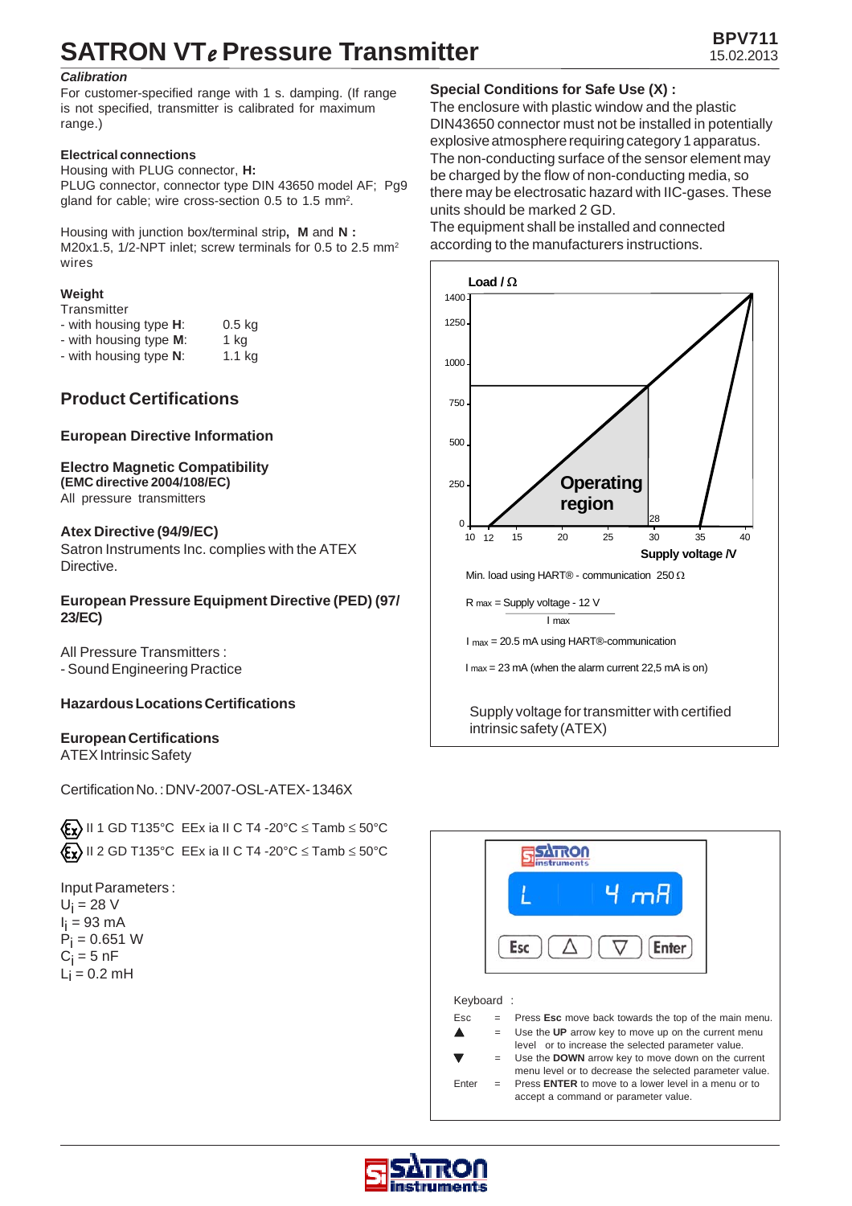# SATRON VT*e* Pressure Transmitter

***Calibration***

For customer-specified range with 1 s. damping. (If range is not specified, transmitter is calibrated for maximum range.)

**Electrical connections**

Housing with PLUG connector, **H:**
PLUG connector, connector type DIN 43650 model AF; Pg9 gland for cable; wire cross-section 0.5 to 1.5 mm².

Housing with junction box/terminal strip**, M** and **N :**
M20x1.5, 1/2-NPT inlet; screw terminals for 0.5 to 2.5 mm² wires

**Weight**

Transmitter

- with housing type **H**: 0.5 kg
- with housing type **M**: 1 kg
- with housing type **N**: 1.1 kg

## Product Certifications

### European Directive Information

**Electro Magnetic Compatibility**
**(EMC directive 2004/108/EC)**
All pressure transmitters

**Atex Directive (94/9/EC)**
Satron Instruments Inc. complies with the ATEX Directive.

**European Pressure Equipment Directive (PED) (97/23/EC)**

All Pressure Transmitters :
- Sound Engineering Practice

### Hazardous Locations Certifications

**European Certifications**
ATEX Intrinsic Safety

Certification No. : DNV-2007-OSL-ATEX- 1346X

Ex II 1 GD T135°C EEx ia II C T4 -20°C ≤ Tamb ≤ 50°C
Ex II 2 GD T135°C EEx ia II C T4 -20°C ≤ Tamb ≤ 50°C

Input Parameters :
$U_i$ = 28 V
$I_i$ = 93 mA
$P_i$ = 0.651 W
$C_i$ = 5 nF
$L_i$ = 0.2 mH

**Special Conditions for Safe Use (X) :**

The enclosure with plastic window and the plastic DIN43650 connector must not be installed in potentially explosive atmosphere requiring category 1 apparatus.
The non-conducting surface of the sensor element may be charged by the flow of non-conducting media, so there may be electrosatic hazard with IIC-gases. These units should be marked 2 GD.
The equipment shall be installed and connected according to the manufacturers instructions.

Load / Ω (0–1400) vs. Supply voltage /V (10–40); Operating region between 12 V and 28 V.

Min. load using HART® - communication 250 Ω

$$R_{max} = \frac{\text{Supply voltage} - 12\ V}{I_{max}}$$

$I_{max}$ = 20.5 mA using HART®-communication

$I_{max}$ = 23 mA (when the alarm current 22,5 mA is on)

Supply voltage for transmitter with certified intrinsic safety (ATEX)

Keyboard :

| | | |
|---|---|---|
| Esc | = | Press **Esc** move back towards the top of the main menu. |
| ▲ | = | Use the **UP** arrow key to move up on the current menu level or to increase the selected parameter value. |
| ▼ | = | Use the **DOWN** arrow key to move down on the current menu level or to decrease the selected parameter value. |
| Enter | = | Press **ENTER** to move to a lower level in a menu or to accept a command or parameter value. |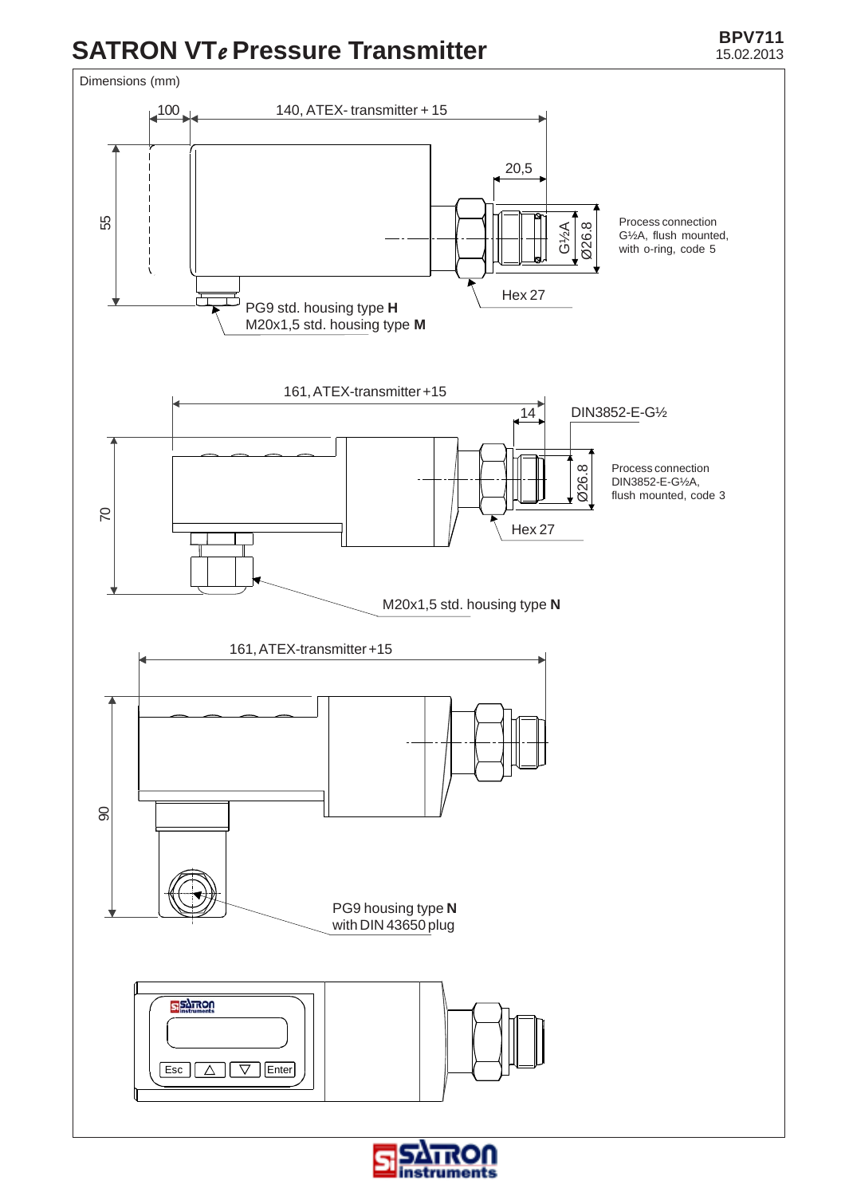# SATRON VTe Pressure Transmitter

BPV711
15.02.2013

Dimensions (mm)

100

140, ATEX- transmitter + 15

20,5

55

G½A

Ø26.8

Process connection G½A, flush mounted, with o-ring, code 5

Hex 27

PG9 std. housing type **H**
M20x1,5 std. housing type **M**

161, ATEX-transmitter +15

14

DIN3852-E-G½

70

Ø26.8

Process connection DIN3852-E-G½A, flush mounted, code 3

Hex 27

M20x1,5 std. housing type **N**

161, ATEX-transmitter +15

90

PG9 housing type **N**
with DIN 43650 plug

Esc | △ | ▽ | Enter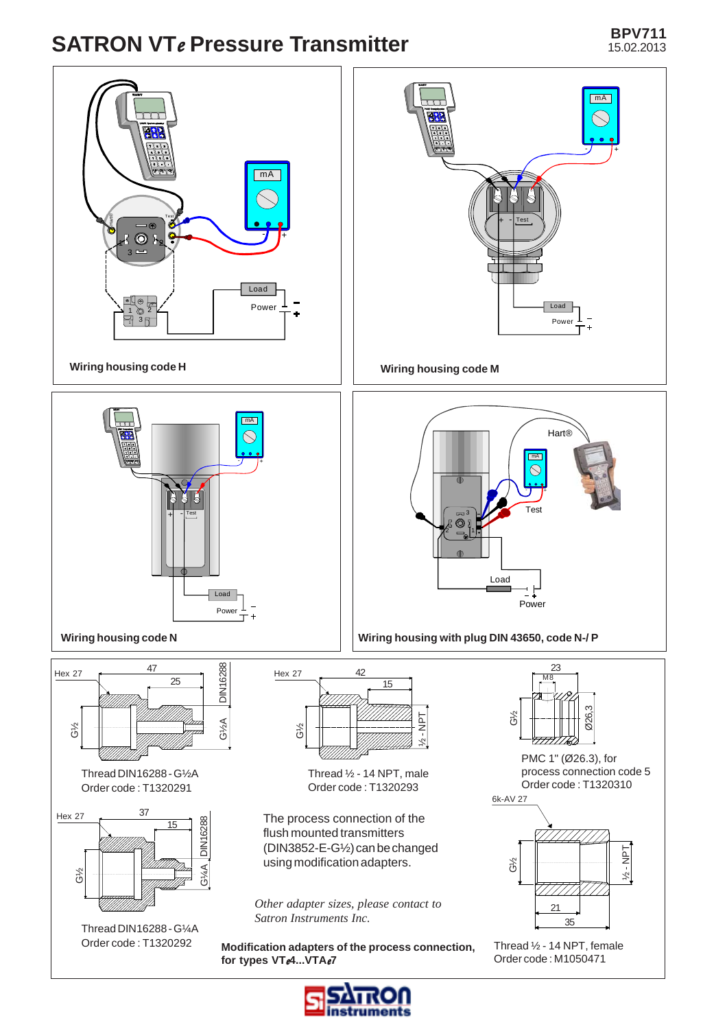# SATRON VTe Pressure Transmitter

**BPV711**
15.02.2013

Wiring housing code H

Wiring housing code M

Wiring housing code N

Wiring housing with plug DIN 43650, code N-/ P

Thread DIN16288 - G½A
Order code : T1320291

Thread ½ - 14 NPT, male
Order code : T1320293

PMC 1" (Ø26.3), for process connection code 5
Order code : T1320310

Thread DIN16288 - G¼A
Order code : T1320292

The process connection of the flush mounted transmitters (DIN3852-E-G½) can be changed using modification adapters.

*Other adapter sizes, please contact to Satron Instruments Inc.*

**Modification adapters of the process connection, for types VTe4...VTe7**

Thread ½ - 14 NPT, female
Order code : M1050471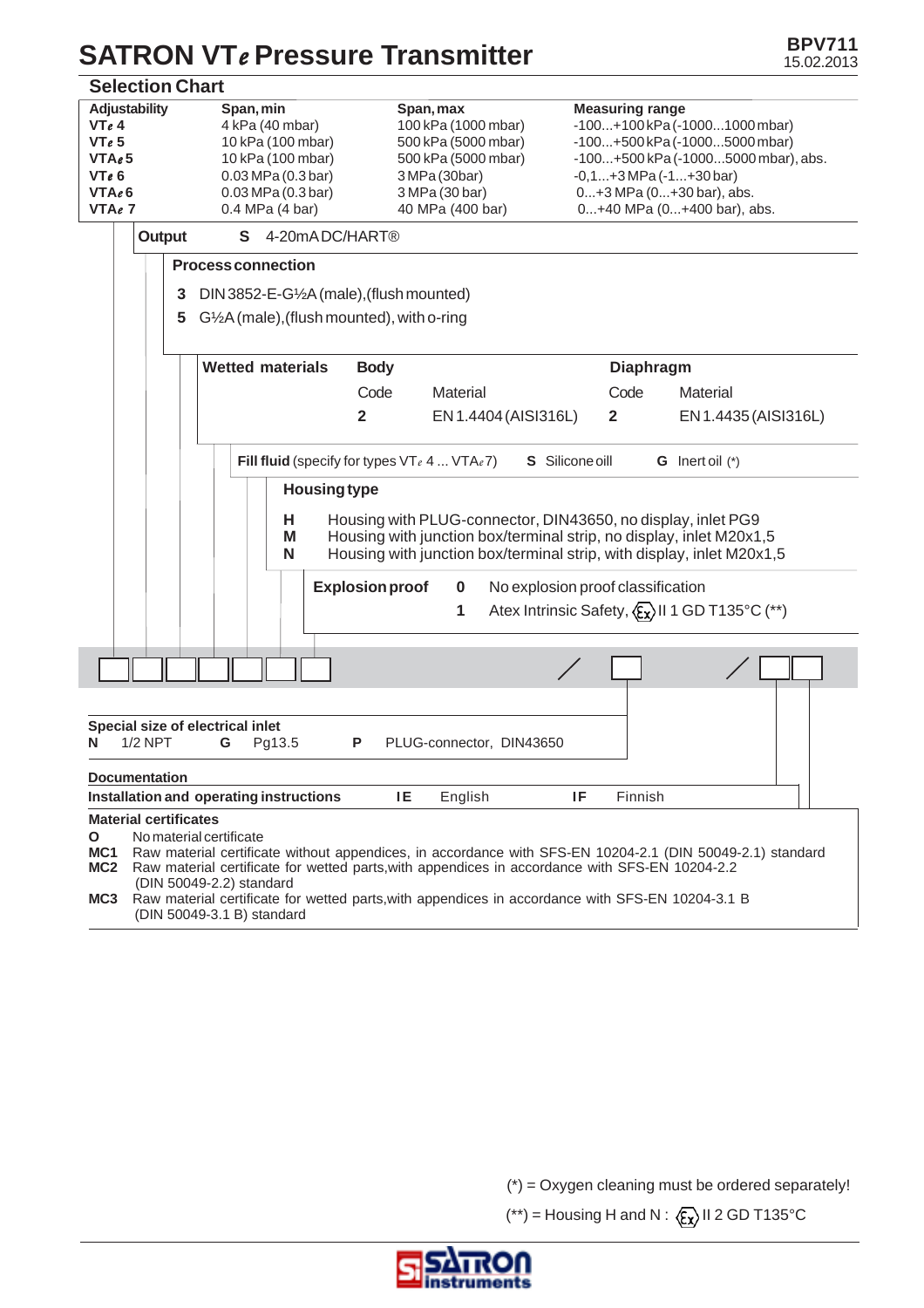# SATRON VTe Pressure Transmitter

BPV711
15.02.2013

## Selection Chart

| Adjustability | Span, min | Span, max | Measuring range |
|---|---|---|---|
| VTe 4 | 4 kPa (40 mbar) | 100 kPa (1000 mbar) | -100...+100 kPa (-1000...1000 mbar) |
| VTe 5 | 10 kPa (100 mbar) | 500 kPa (5000 mbar) | -100...+500 kPa (-1000...5000 mbar) |
| VTAe 5 | 10 kPa (100 mbar) | 500 kPa (5000 mbar) | -100...+500 kPa (-1000...5000 mbar), abs. |
| VTe 6 | 0.03 MPa (0.3 bar) | 3 MPa (30bar) | -0,1...+3 MPa (-1...+30 bar) |
| VTAe 6 | 0.03 MPa (0.3 bar) | 3 MPa (30 bar) | 0...+3 MPa (0...+30 bar), abs. |
| VTAe 7 | 0.4 MPa (4 bar) | 40 MPa (400 bar) | 0...+40 MPa (0...+400 bar), abs. |

**Output** — **S** 4-20mA DC/HART®

**Process connection**

- **3** DIN 3852-E-G½A (male), (flush mounted)
- **5** G½A (male), (flush mounted), with o-ring

**Wetted materials**

| Body Code | Material | Diaphragm Code | Material |
|---|---|---|---|
| 2 | EN 1.4404 (AISI316L) | 2 | EN 1.4435 (AISI316L) |

**Fill fluid** (specify for types VTe 4 ... VTAe 7) — **S** Silicone oill — **G** Inert oil (*)

**Housing type**

- **H** Housing with PLUG-connector, DIN43650, no display, inlet PG9
- **M** Housing with junction box/terminal strip, no display, inlet M20x1,5
- **N** Housing with junction box/terminal strip, with display, inlet M20x1,5

**Explosion proof**

- **0** No explosion proof classification
- **1** Atex Intrinsic Safety, Ex II 1 GD T135°C (**)

Order code: ☐☐☐☐☐☐☐ / ☐ / ☐☐

**Special size of electrical inlet**

**N** 1/2 NPT — **G** Pg13.5 — **P** PLUG-connector, DIN43650

**Documentation**

**Installation and operating instructions** — **IE** English — **IF** Finnish

**Material certificates**

- **O** No material certificate
- **MC1** Raw material certificate without appendices, in accordance with SFS-EN 10204-2.1 (DIN 50049-2.1) standard
- **MC2** Raw material certificate for wetted parts, with appendices in accordance with SFS-EN 10204-2.2 (DIN 50049-2.2) standard
- **MC3** Raw material certificate for wetted parts, with appendices in accordance with SFS-EN 10204-3.1 B (DIN 50049-3.1 B) standard

(*) = Oxygen cleaning must be ordered separately!

(**) = Housing H and N : Ex II 2 GD T135°C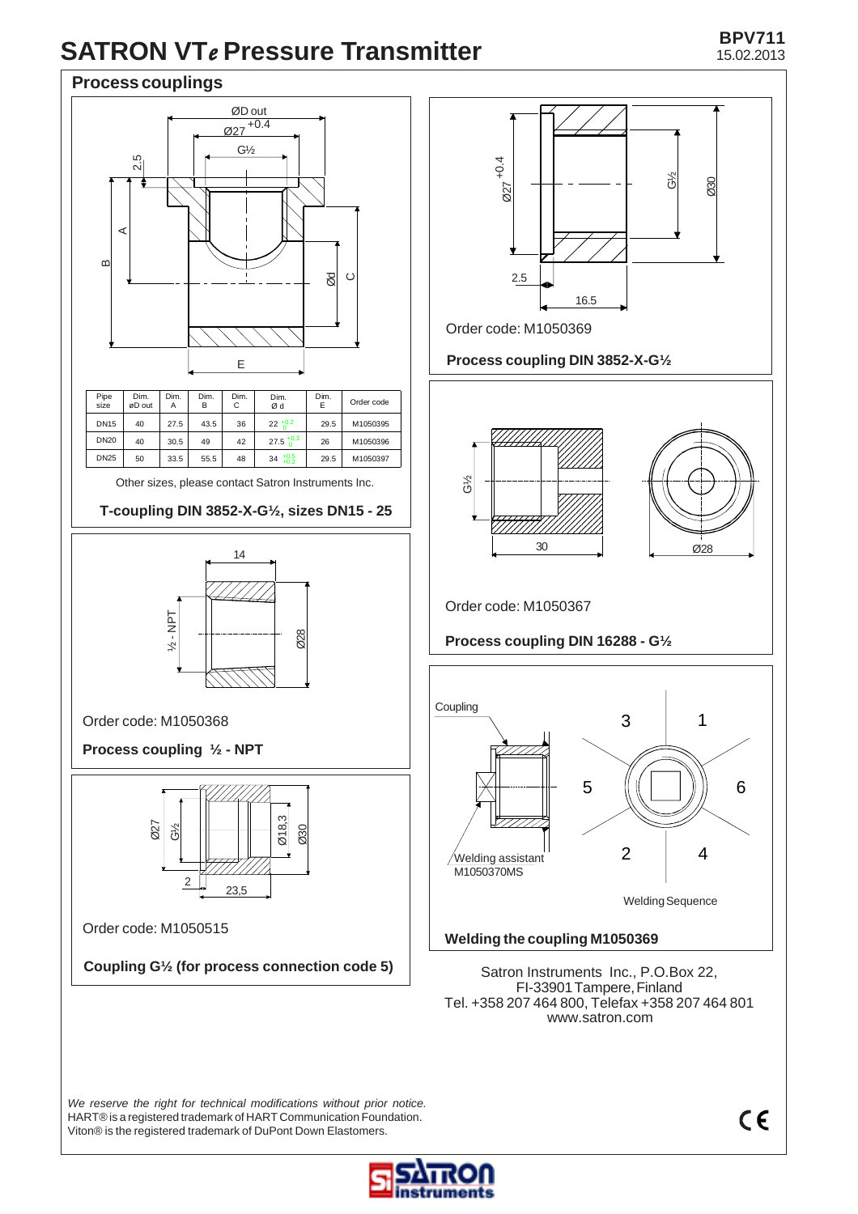# SATRON VT*e* Pressure Transmitter

BPV711
15.02.2013

## Process couplings

ØD out
Ø27 +0.4
G½
2.5
A
B
Ød
C
E

| Pipe size | Dim. øD out | Dim. A | Dim. B | Dim. C | Dim. Ø d | Dim. E | Order code |
|---|---|---|---|---|---|---|---|
| DN15 | 40 | 27.5 | 43.5 | 36 | 22 $^{+0.2}_{0}$ | 29.5 | M1050395 |
| DN20 | 40 | 30.5 | 49 | 42 | 27.5 $^{+0.3}_{0}$ | 26 | M1050396 |
| DN25 | 50 | 33.5 | 55.5 | 48 | 34 $^{+0.5}_{+0.2}$ | 29.5 | M1050397 |

Other sizes, please contact Satron Instruments Inc.

**T-coupling DIN 3852-X-G½, sizes DN15 - 25**

Ø27 +0.4
G½
Ø30
2.5
16.5

Order code: M1050369

**Process coupling DIN 3852-X-G½**

14
½ - NPT
Ø28

Order code: M1050368

**Process coupling ½ - NPT**

G½
30
Ø28

Order code: M1050367

**Process coupling DIN 16288 - G½**

Ø27
G½
Ø18,3
Ø30
2
23,5

Order code: M1050515

**Coupling G½ (for process connection code 5)**

Coupling
Welding assistant
M1050370MS
3
1
5
6
2
4
Welding Sequence

**Welding the coupling M1050369**

Satron Instruments Inc., P.O.Box 22,
FI-33901 Tampere, Finland
Tel. +358 207 464 800, Telefax +358 207 464 801
www.satron.com

*We reserve the right for technical modifications without prior notice.*
HART® is a registered trademark of HART Communication Foundation.
Viton® is the registered trademark of DuPont Down Elastomers.

CE

SATRON Instruments